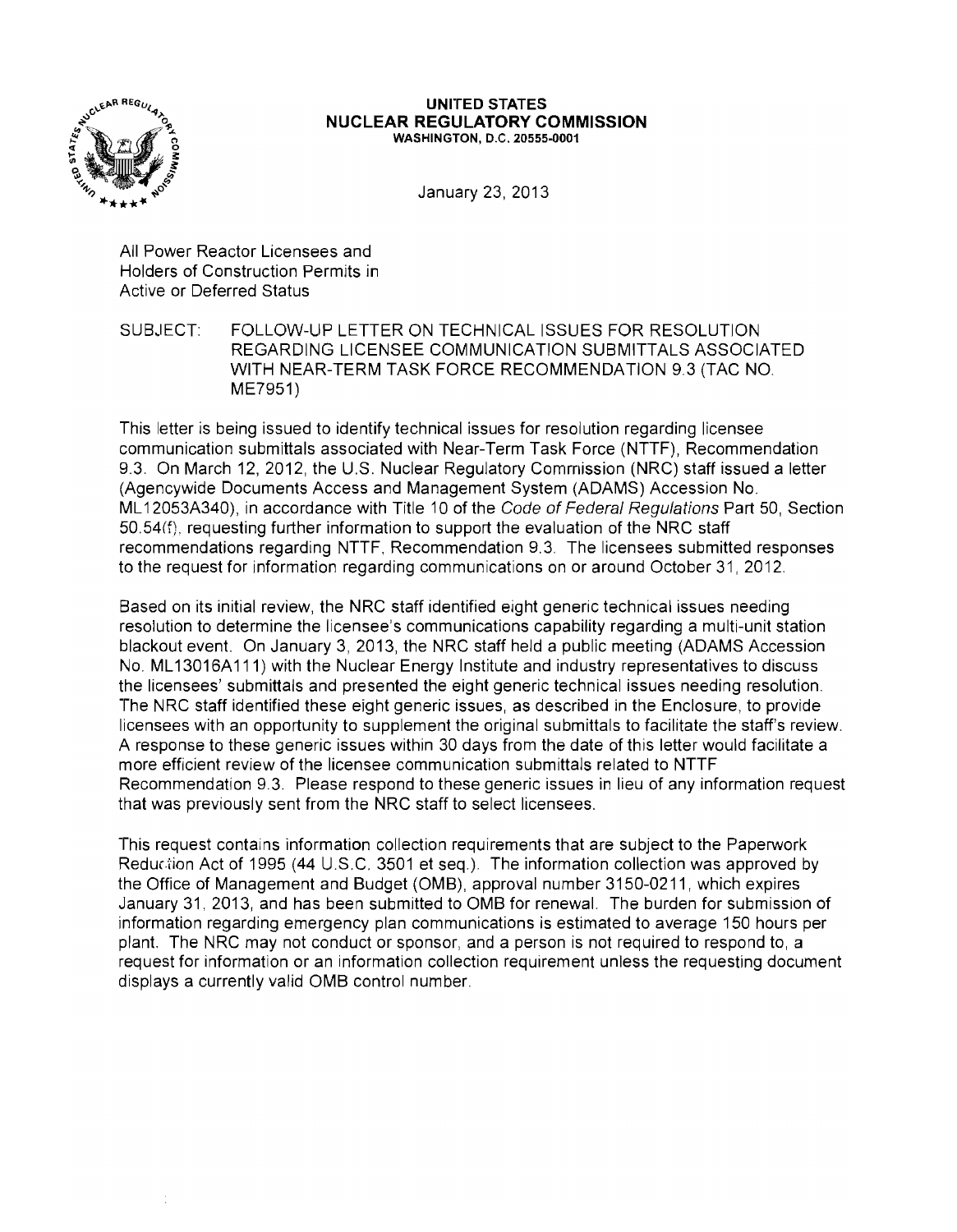**UNITED STATES**
**NUCLEAR REGULATORY COMMISSION**
WASHINGTON, D.C. 20555-0001

January 23, 2013

All Power Reactor Licensees and
Holders of Construction Permits in
Active or Deferred Status

SUBJECT: FOLLOW-UP LETTER ON TECHNICAL ISSUES FOR RESOLUTION REGARDING LICENSEE COMMUNICATION SUBMITTALS ASSOCIATED WITH NEAR-TERM TASK FORCE RECOMMENDATION 9.3 (TAC NO. ME7951)

This letter is being issued to identify technical issues for resolution regarding licensee communication submittals associated with Near-Term Task Force (NTTF), Recommendation 9.3. On March 12, 2012, the U.S. Nuclear Regulatory Commission (NRC) staff issued a letter (Agencywide Documents Access and Management System (ADAMS) Accession No. ML12053A340), in accordance with Title 10 of the *Code of Federal Regulations* Part 50, Section 50.54(f), requesting further information to support the evaluation of the NRC staff recommendations regarding NTTF, Recommendation 9.3. The licensees submitted responses to the request for information regarding communications on or around October 31, 2012.

Based on its initial review, the NRC staff identified eight generic technical issues needing resolution to determine the licensee's communications capability regarding a multi-unit station blackout event. On January 3, 2013, the NRC staff held a public meeting (ADAMS Accession No. ML13016A111) with the Nuclear Energy Institute and industry representatives to discuss the licensees' submittals and presented the eight generic technical issues needing resolution. The NRC staff identified these eight generic issues, as described in the Enclosure, to provide licensees with an opportunity to supplement the original submittals to facilitate the staff's review. A response to these generic issues within 30 days from the date of this letter would facilitate a more efficient review of the licensee communication submittals related to NTTF Recommendation 9.3. Please respond to these generic issues in lieu of any information request that was previously sent from the NRC staff to select licensees.

This request contains information collection requirements that are subject to the Paperwork Reduction Act of 1995 (44 U.S.C. 3501 et seq.). The information collection was approved by the Office of Management and Budget (OMB), approval number 3150-0211, which expires January 31, 2013, and has been submitted to OMB for renewal. The burden for submission of information regarding emergency plan communications is estimated to average 150 hours per plant. The NRC may not conduct or sponsor, and a person is not required to respond to, a request for information or an information collection requirement unless the requesting document displays a currently valid OMB control number.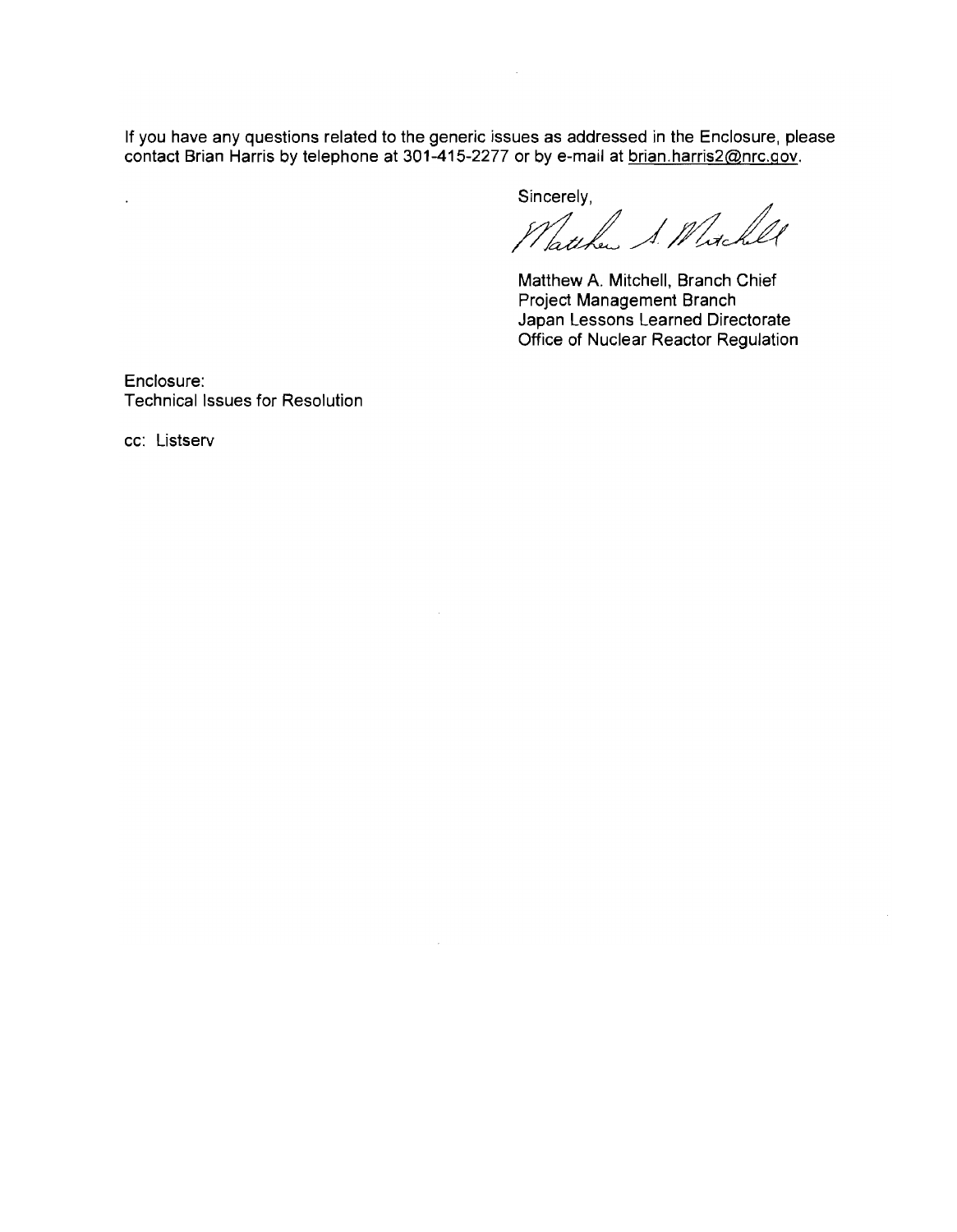If you have any questions related to the generic issues as addressed in the Enclosure, please contact Brian Harris by telephone at 301-415-2277 or by e-mail at brian.harris2@nrc.gov.

Sincerely,

Matthew A. Mitchell

Matthew A. Mitchell, Branch Chief  
Project Management Branch  
Japan Lessons Learned Directorate  
Office of Nuclear Reactor Regulation

Enclosure:  
Technical Issues for Resolution

cc: Listserv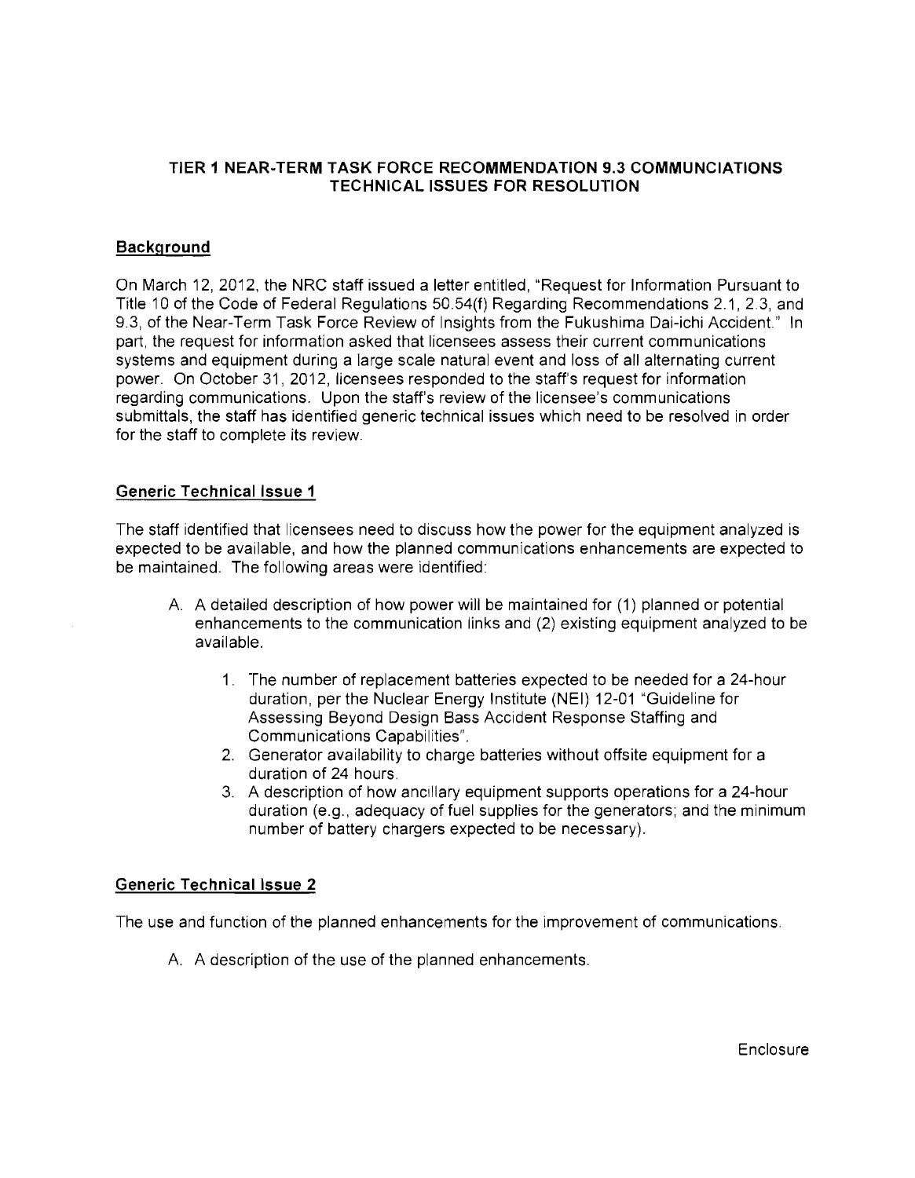## TIER 1 NEAR-TERM TASK FORCE RECOMMENDATION 9.3 COMMUNCIATIONS TECHNICAL ISSUES FOR RESOLUTION

### Background

On March 12, 2012, the NRC staff issued a letter entitled, "Request for Information Pursuant to Title 10 of the Code of Federal Regulations 50.54(f) Regarding Recommendations 2.1, 2.3, and 9.3, of the Near-Term Task Force Review of Insights from the Fukushima Dai-ichi Accident." In part, the request for information asked that licensees assess their current communications systems and equipment during a large scale natural event and loss of all alternating current power. On October 31, 2012, licensees responded to the staff's request for information regarding communications. Upon the staff's review of the licensee's communications submittals, the staff has identified generic technical issues which need to be resolved in order for the staff to complete its review.

### Generic Technical Issue 1

The staff identified that licensees need to discuss how the power for the equipment analyzed is expected to be available, and how the planned communications enhancements are expected to be maintained. The following areas were identified:

A. A detailed description of how power will be maintained for (1) planned or potential enhancements to the communication links and (2) existing equipment analyzed to be available.

   1. The number of replacement batteries expected to be needed for a 24-hour duration, per the Nuclear Energy Institute (NEI) 12-01 "Guideline for Assessing Beyond Design Bass Accident Response Staffing and Communications Capabilities".
   2. Generator availability to charge batteries without offsite equipment for a duration of 24 hours.
   3. A description of how ancillary equipment supports operations for a 24-hour duration (e.g., adequacy of fuel supplies for the generators; and the minimum number of battery chargers expected to be necessary).

### Generic Technical Issue 2

The use and function of the planned enhancements for the improvement of communications.

A. A description of the use of the planned enhancements.

Enclosure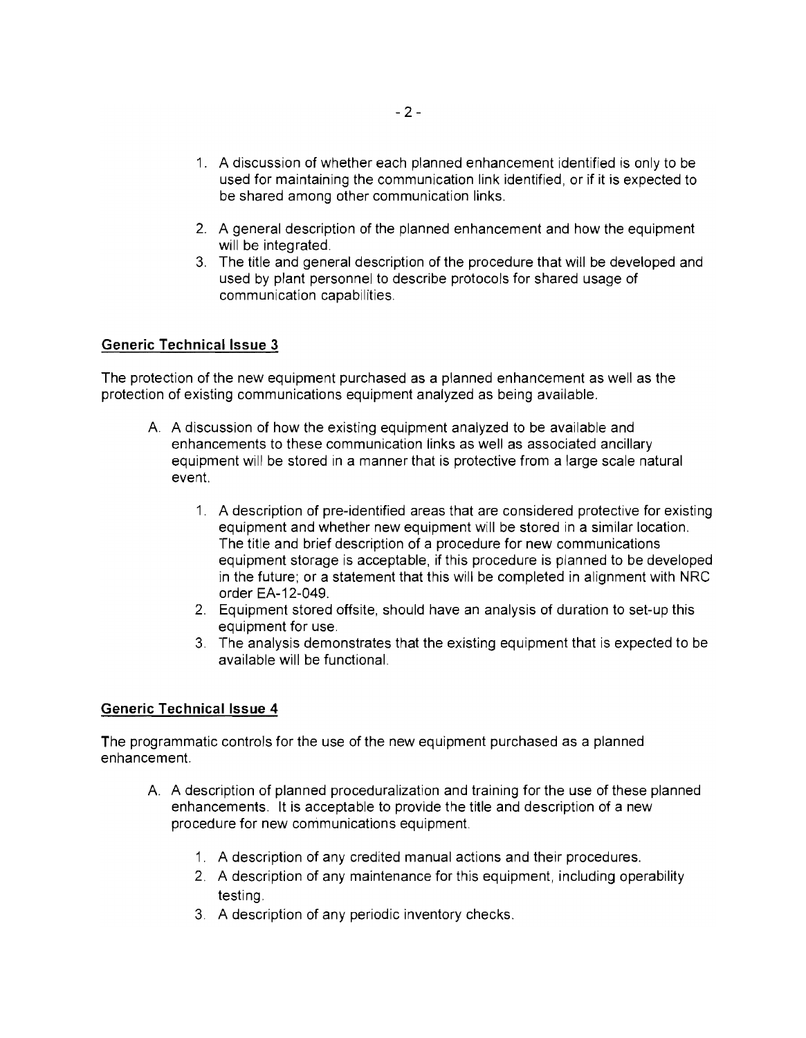1. A discussion of whether each planned enhancement identified is only to be used for maintaining the communication link identified, or if it is expected to be shared among other communication links.

2. A general description of the planned enhancement and how the equipment will be integrated.
3. The title and general description of the procedure that will be developed and used by plant personnel to describe protocols for shared usage of communication capabilities.

## Generic Technical Issue 3

The protection of the new equipment purchased as a planned enhancement as well as the protection of existing communications equipment analyzed as being available.

A. A discussion of how the existing equipment analyzed to be available and enhancements to these communication links as well as associated ancillary equipment will be stored in a manner that is protective from a large scale natural event.

   1. A description of pre-identified areas that are considered protective for existing equipment and whether new equipment will be stored in a similar location. The title and brief description of a procedure for new communications equipment storage is acceptable, if this procedure is planned to be developed in the future; or a statement that this will be completed in alignment with NRC order EA-12-049.
   2. Equipment stored offsite, should have an analysis of duration to set-up this equipment for use.
   3. The analysis demonstrates that the existing equipment that is expected to be available will be functional.

## Generic Technical Issue 4

The programmatic controls for the use of the new equipment purchased as a planned enhancement.

A. A description of planned proceduralization and training for the use of these planned enhancements. It is acceptable to provide the title and description of a new procedure for new communications equipment.

   1. A description of any credited manual actions and their procedures.
   2. A description of any maintenance for this equipment, including operability testing.
   3. A description of any periodic inventory checks.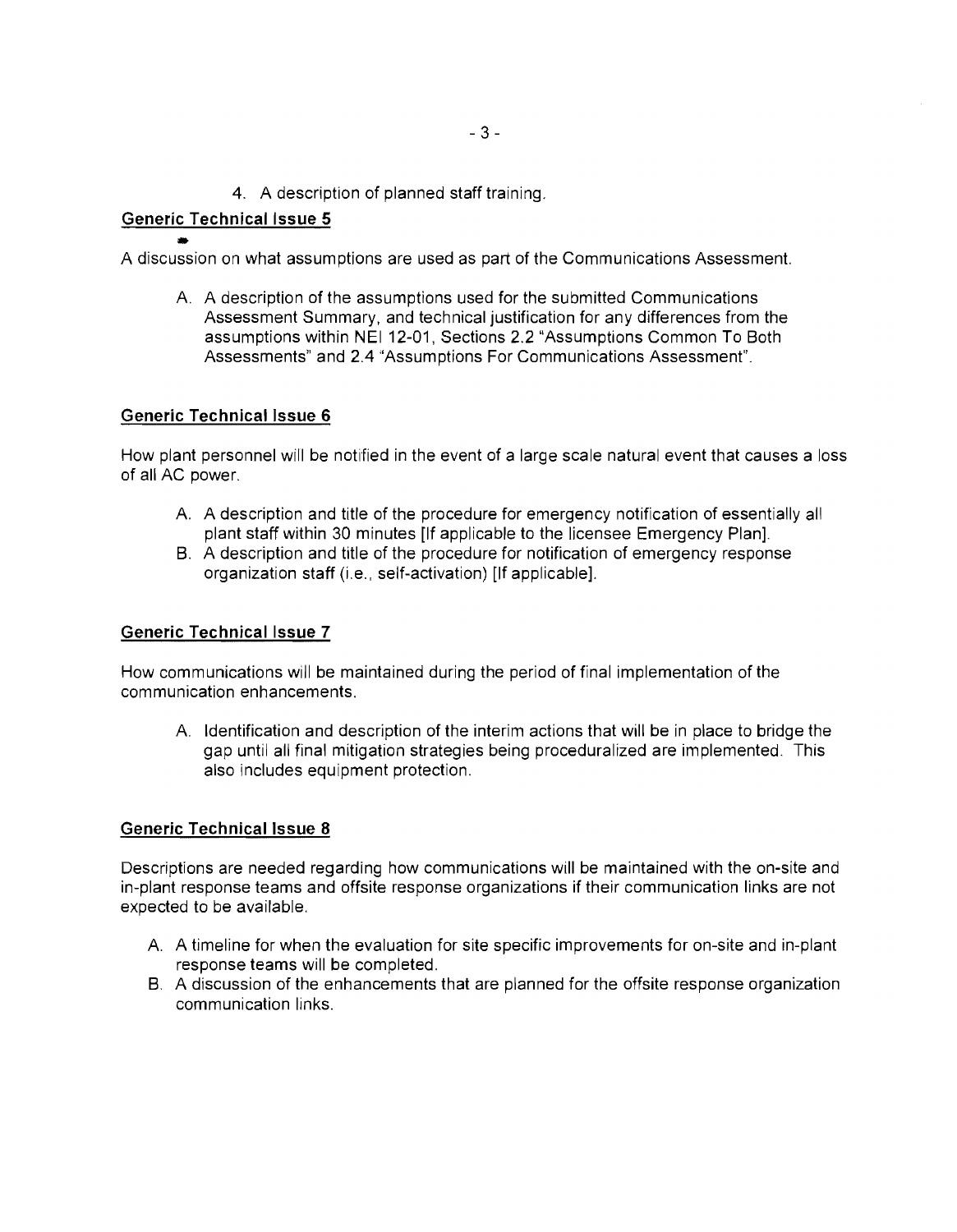4. A description of planned staff training.

**Generic Technical Issue 5**

A discussion on what assumptions are used as part of the Communications Assessment.

A. A description of the assumptions used for the submitted Communications Assessment Summary, and technical justification for any differences from the assumptions within NEI 12-01, Sections 2.2 "Assumptions Common To Both Assessments" and 2.4 "Assumptions For Communications Assessment".

**Generic Technical Issue 6**

How plant personnel will be notified in the event of a large scale natural event that causes a loss of all AC power.

A. A description and title of the procedure for emergency notification of essentially all plant staff within 30 minutes [If applicable to the licensee Emergency Plan].
B. A description and title of the procedure for notification of emergency response organization staff (i.e., self-activation) [If applicable].

**Generic Technical Issue 7**

How communications will be maintained during the period of final implementation of the communication enhancements.

A. Identification and description of the interim actions that will be in place to bridge the gap until all final mitigation strategies being proceduralized are implemented. This also includes equipment protection.

**Generic Technical Issue 8**

Descriptions are needed regarding how communications will be maintained with the on-site and in-plant response teams and offsite response organizations if their communication links are not expected to be available.

A. A timeline for when the evaluation for site specific improvements for on-site and in-plant response teams will be completed.
B. A discussion of the enhancements that are planned for the offsite response organization communication links.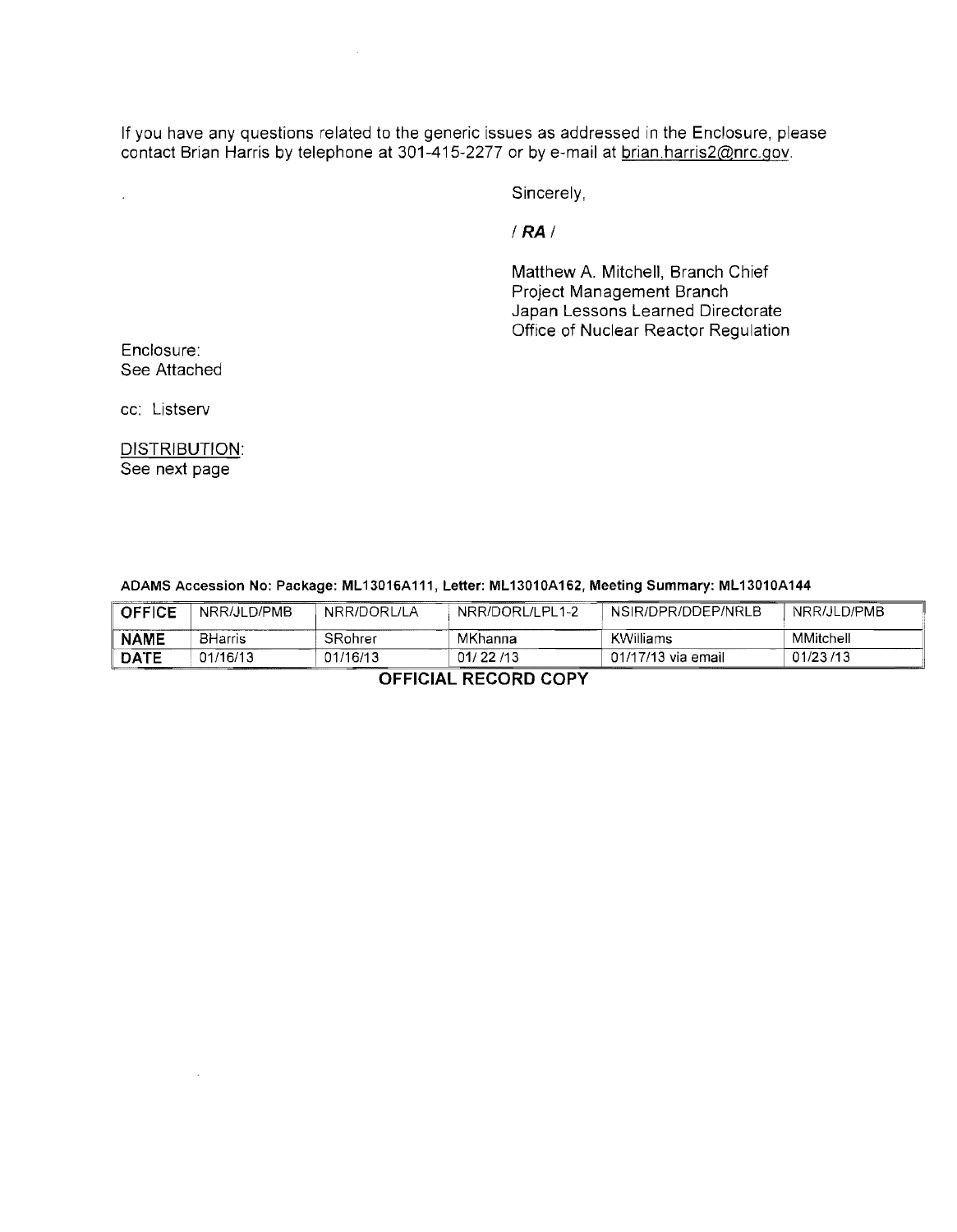If you have any questions related to the generic issues as addressed in the Enclosure, please contact Brian Harris by telephone at 301-415-2277 or by e-mail at brian.harris2@nrc.gov.

Sincerely,

*/ RA /*

Matthew A. Mitchell, Branch Chief
Project Management Branch
Japan Lessons Learned Directorate
Office of Nuclear Reactor Regulation

Enclosure:
See Attached

cc: Listserv

DISTRIBUTION:
See next page

**ADAMS Accession No: Package: ML13016A111, Letter: ML13010A162, Meeting Summary: ML13010A144**

| **OFFICE** | NRR/JLD/PMB | NRR/DORL/LA | NRR/DORL/LPL1-2 | NSIR/DPR/DDEP/NRLB | NRR/JLD/PMB |
|---|---|---|---|---|---|
| **NAME** | BHarris | SRohrer | MKhanna | KWilliams | MMitchell |
| **DATE** | 01/16/13 | 01/16/13 | 01/ 22 /13 | 01/17/13 via email | 01/23 /13 |

**OFFICIAL RECORD COPY**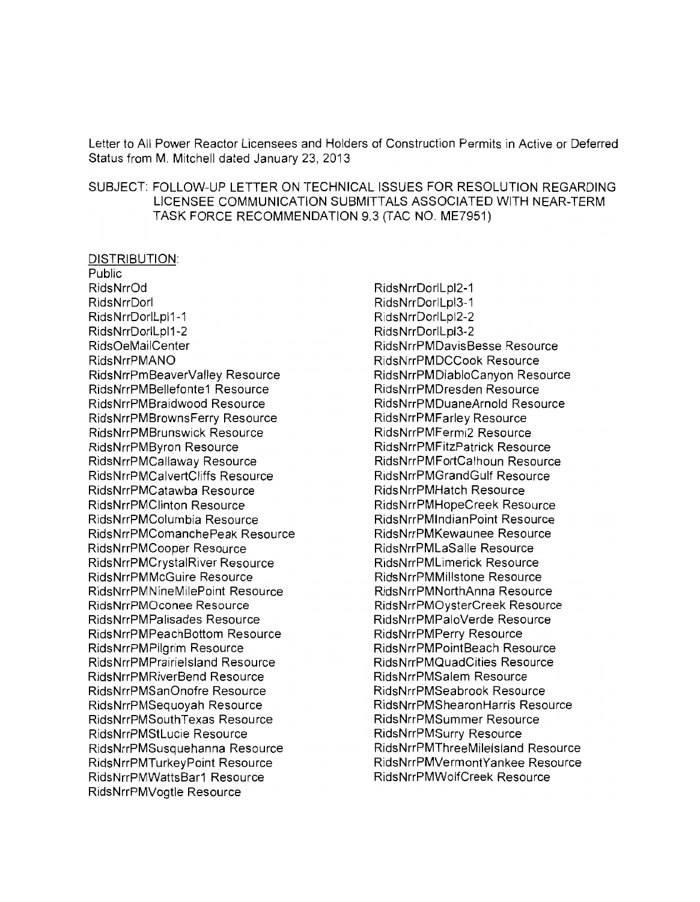Letter to All Power Reactor Licensees and Holders of Construction Permits in Active or Deferred Status from M. Mitchell dated January 23, 2013

SUBJECT: FOLLOW-UP LETTER ON TECHNICAL ISSUES FOR RESOLUTION REGARDING LICENSEE COMMUNICATION SUBMITTALS ASSOCIATED WITH NEAR-TERM TASK FORCE RECOMMENDATION 9.3 (TAC NO. ME7951)

DISTRIBUTION:

Public
RidsNrrOd
RidsNrrDorl
RidsNrrDorlLpl1-1
RidsNrrDorlLpl1-2
RidsOeMailCenter
RidsNrrPMANO
RidsNrrPmBeaverValley Resource
RidsNrrPMBellefonte1 Resource
RidsNrrPMBraidwood Resource
RidsNrrPMBrownsFerry Resource
RidsNrrPMBrunswick Resource
RidsNrrPMByron Resource
RidsNrrPMCallaway Resource
RidsNrrPMCalvertCliffs Resource
RidsNrrPMCatawba Resource
RidsNrrPMClinton Resource
RidsNrrPMColumbia Resource
RidsNrrPMComanchePeak Resource
RidsNrrPMCooper Resource
RidsNrrPMCrystalRiver Resource
RidsNrrPMMcGuire Resource
RidsNrrPMNineMilePoint Resource
RidsNrrPMOconee Resource
RidsNrrPMPalisades Resource
RidsNrrPMPeachBottom Resource
RidsNrrPMPilgrim Resource
RidsNrrPMPrairieIsland Resource
RidsNrrPMRiverBend Resource
RidsNrrPMSanOnofre Resource
RidsNrrPMSequoyah Resource
RidsNrrPMSouthTexas Resource
RidsNrrPMStLucie Resource
RidsNrrPMSusquehanna Resource
RidsNrrPMTurkeyPoint Resource
RidsNrrPMWattsBar1 Resource
RidsNrrPMVogtle Resource
RidsNrrDorlLpl2-1
RidsNrrDorlLpl3-1
RidsNrrDorlLpl2-2
RidsNrrDorlLpl3-2
RidsNrrPMDavisBesse Resource
RidsNrrPMDCCook Resource
RidsNrrPMDiabloCanyon Resource
RidsNrrPMDresden Resource
RidsNrrPMDuaneArnold Resource
RidsNrrPMFarley Resource
RidsNrrPMFermi2 Resource
RidsNrrPMFitzPatrick Resource
RidsNrrPMFortCalhoun Resource
RidsNrrPMGrandGulf Resource
RidsNrrPMHatch Resource
RidsNrrPMHopeCreek Resource
RidsNrrPMIndianPoint Resource
RidsNrrPMKewaunee Resource
RidsNrrPMLaSalle Resource
RidsNrrPMLimerick Resource
RidsNrrPMMillstone Resource
RidsNrrPMNorthAnna Resource
RidsNrrPMOysterCreek Resource
RidsNrrPMPaloVerde Resource
RidsNrrPMPerry Resource
RidsNrrPMPointBeach Resource
RidsNrrPMQuadCities Resource
RidsNrrPMSalem Resource
RidsNrrPMSeabrook Resource
RidsNrrPMShearonHarris Resource
RidsNrrPMSummer Resource
RidsNrrPMSurry Resource
RidsNrrPMThreeMileIsland Resource
RidsNrrPMVermontYankee Resource
RidsNrrPMWolfCreek Resource